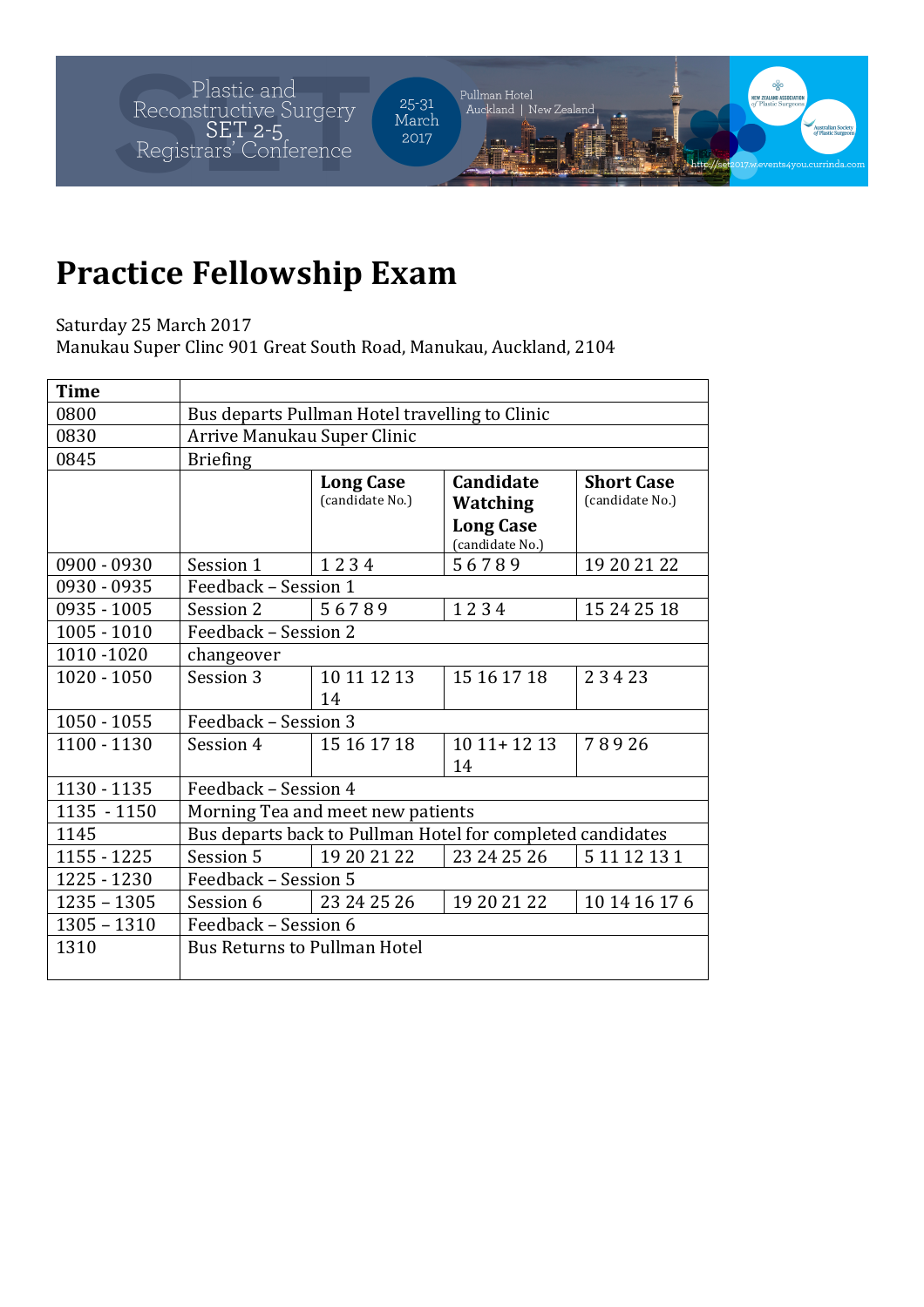Plastic and Reconstructive Surgery SET 2-5 Registrars' Conference

25-31 March 2017

Pullman Hotel Auckland | New Zealand

http://set2017.w.events4you.currinda.com

# Practice Fellowship Exam

Saturday 25 March 2017
Manukau Super Clinc 901 Great South Road, Manukau, Auckland, 2104

| Time | | | | |
|---|---|---|---|---|
| 0800 | Bus departs Pullman Hotel travelling to Clinic | | | |
| 0830 | Arrive Manukau Super Clinic | | | |
| 0845 | Briefing | | | |
| | | **Long Case** (candidate No.) | **Candidate Watching Long Case** (candidate No.) | **Short Case** (candidate No.) |
| 0900 - 0930 | Session 1 | 1 2 3 4 | 5 6 7 8 9 | 19 20 21 22 |
| 0930 - 0935 | Feedback – Session 1 | | | |
| 0935 - 1005 | Session 2 | 5 6 7 8 9 | 1 2 3 4 | 15 24 25 18 |
| 1005 - 1010 | Feedback – Session 2 | | | |
| 1010 -1020 | changeover | | | |
| 1020 - 1050 | Session 3 | 10 11 12 13 14 | 15 16 17 18 | 2 3 4 23 |
| 1050 - 1055 | Feedback – Session 3 | | | |
| 1100 - 1130 | Session 4 | 15 16 17 18 | 10 11+ 12 13 14 | 7 8 9 26 |
| 1130 - 1135 | Feedback – Session 4 | | | |
| 1135 - 1150 | Morning Tea and meet new patients | | | |
| 1145 | Bus departs back to Pullman Hotel for completed candidates | | | |
| 1155 - 1225 | Session 5 | 19 20 21 22 | 23 24 25 26 | 5 11 12 13 1 |
| 1225 - 1230 | Feedback – Session 5 | | | |
| 1235 – 1305 | Session 6 | 23 24 25 26 | 19 20 21 22 | 10 14 16 17 6 |
| 1305 – 1310 | Feedback – Session 6 | | | |
| 1310 | Bus Returns to Pullman Hotel | | | |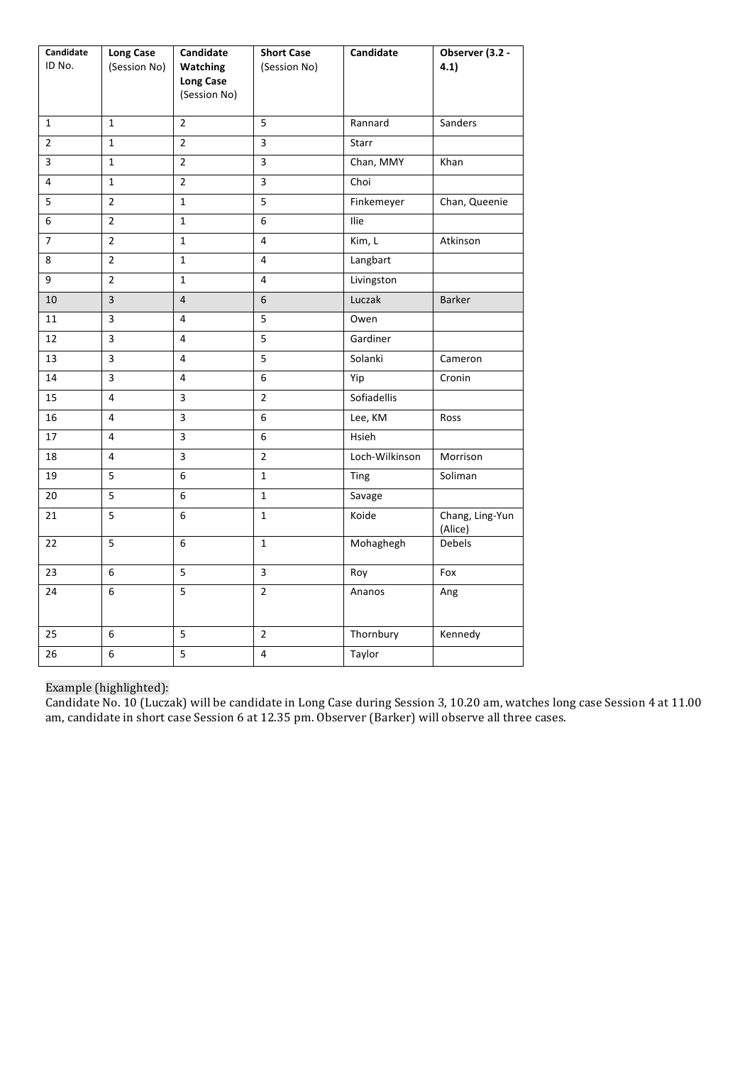| Candidate ID No. | Long Case (Session No) | Candidate Watching Long Case (Session No) | Short Case (Session No) | Candidate | Observer (3.2 - 4.1) |
|---|---|---|---|---|---|
| 1 | 1 | 2 | 5 | Rannard | Sanders |
| 2 | 1 | 2 | 3 | Starr | |
| 3 | 1 | 2 | 3 | Chan, MMY | Khan |
| 4 | 1 | 2 | 3 | Choi | |
| 5 | 2 | 1 | 5 | Finkemeyer | Chan, Queenie |
| 6 | 2 | 1 | 6 | Ilie | |
| 7 | 2 | 1 | 4 | Kim, L | Atkinson |
| 8 | 2 | 1 | 4 | Langbart | |
| 9 | 2 | 1 | 4 | Livingston | |
| 10 | 3 | 4 | 6 | Luczak | Barker |
| 11 | 3 | 4 | 5 | Owen | |
| 12 | 3 | 4 | 5 | Gardiner | |
| 13 | 3 | 4 | 5 | Solanki | Cameron |
| 14 | 3 | 4 | 6 | Yip | Cronin |
| 15 | 4 | 3 | 2 | Sofiadellis | |
| 16 | 4 | 3 | 6 | Lee, KM | Ross |
| 17 | 4 | 3 | 6 | Hsieh | |
| 18 | 4 | 3 | 2 | Loch-Wilkinson | Morrison |
| 19 | 5 | 6 | 1 | Ting | Soliman |
| 20 | 5 | 6 | 1 | Savage | |
| 21 | 5 | 6 | 1 | Koide | Chang, Ling-Yun (Alice) |
| 22 | 5 | 6 | 1 | Mohaghegh | Debels |
| 23 | 6 | 5 | 3 | Roy | Fox |
| 24 | 6 | 5 | 2 | Ananos | Ang |
| 25 | 6 | 5 | 2 | Thornbury | Kennedy |
| 26 | 6 | 5 | 4 | Taylor | |

Example (highlighted):
Candidate No. 10 (Luczak) will be candidate in Long Case during Session 3, 10.20 am, watches long case Session 4 at 11.00 am, candidate in short case Session 6 at 12.35 pm. Observer (Barker) will observe all three cases.